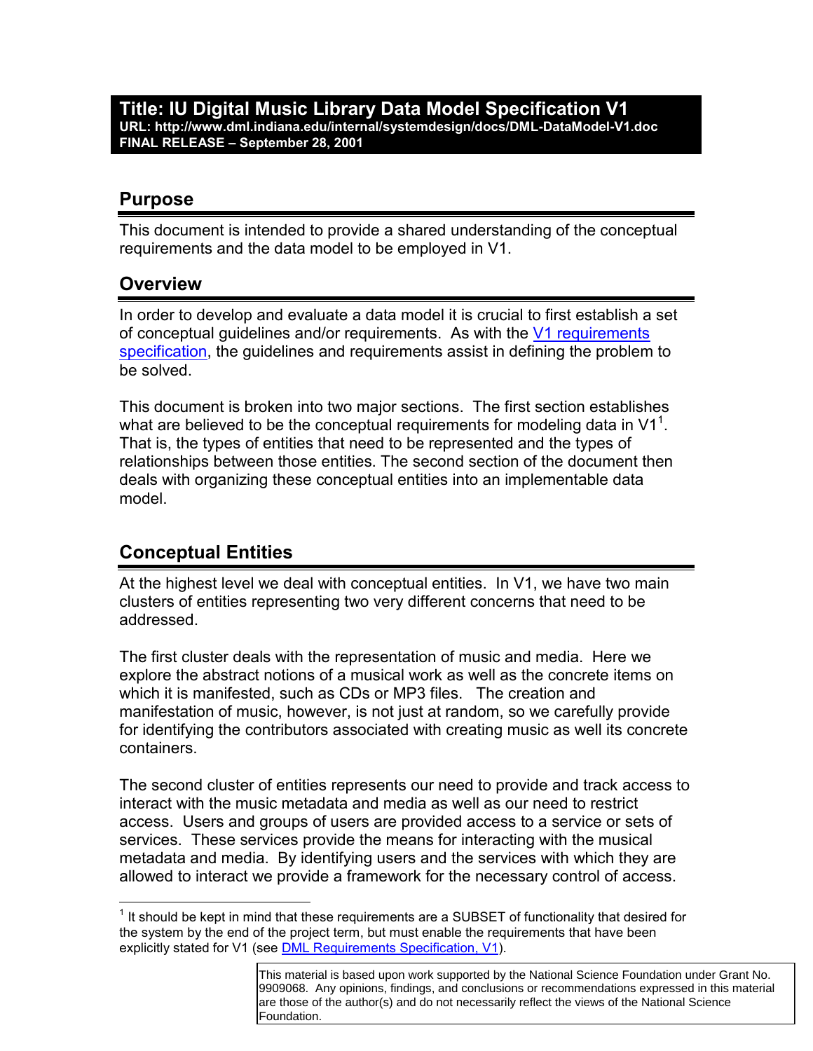# Title: IU Digital Music Library Data Model Specification V1

**URL: http://www.dml.indiana.edu/internal/systemdesign/docs/DML-DataModel-V1.doc**
**FINAL RELEASE – September 28, 2001**

## Purpose

This document is intended to provide a shared understanding of the conceptual requirements and the data model to be employed in V1.

## Overview

In order to develop and evaluate a data model it is crucial to first establish a set of conceptual guidelines and/or requirements. As with the V1 requirements specification, the guidelines and requirements assist in defining the problem to be solved.

This document is broken into two major sections. The first section establishes what are believed to be the conceptual requirements for modeling data in V1[1]. That is, the types of entities that need to be represented and the types of relationships between those entities. The second section of the document then deals with organizing these conceptual entities into an implementable data model.

## Conceptual Entities

At the highest level we deal with conceptual entities. In V1, we have two main clusters of entities representing two very different concerns that need to be addressed.

The first cluster deals with the representation of music and media. Here we explore the abstract notions of a musical work as well as the concrete items on which it is manifested, such as CDs or MP3 files. The creation and manifestation of music, however, is not just at random, so we carefully provide for identifying the contributors associated with creating music as well its concrete containers.

The second cluster of entities represents our need to provide and track access to interact with the music metadata and media as well as our need to restrict access. Users and groups of users are provided access to a service or sets of services. These services provide the means for interacting with the musical metadata and media. By identifying users and the services with which they are allowed to interact we provide a framework for the necessary control of access.

---

[1] It should be kept in mind that these requirements are a SUBSET of functionality that desired for the system by the end of the project term, but must enable the requirements that have been explicitly stated for V1 (see DML Requirements Specification, V1).

This material is based upon work supported by the National Science Foundation under Grant No. 9909068. Any opinions, findings, and conclusions or recommendations expressed in this material are those of the author(s) and do not necessarily reflect the views of the National Science Foundation.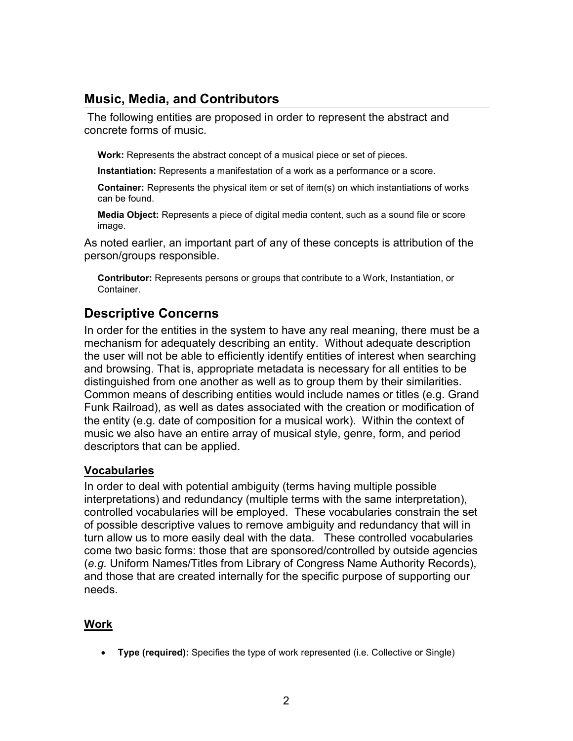## Music, Media, and Contributors

The following entities are proposed in order to represent the abstract and concrete forms of music.

**Work:** Represents the abstract concept of a musical piece or set of pieces.

**Instantiation:** Represents a manifestation of a work as a performance or a score.

**Container:** Represents the physical item or set of item(s) on which instantiations of works can be found.

**Media Object:** Represents a piece of digital media content, such as a sound file or score image.

As noted earlier, an important part of any of these concepts is attribution of the person/groups responsible.

**Contributor:** Represents persons or groups that contribute to a Work, Instantiation, or Container.

## Descriptive Concerns

In order for the entities in the system to have any real meaning, there must be a mechanism for adequately describing an entity. Without adequate description the user will not be able to efficiently identify entities of interest when searching and browsing. That is, appropriate metadata is necessary for all entities to be distinguished from one another as well as to group them by their similarities. Common means of describing entities would include names or titles (e.g. Grand Funk Railroad), as well as dates associated with the creation or modification of the entity (e.g. date of composition for a musical work). Within the context of music we also have an entire array of musical style, genre, form, and period descriptors that can be applied.

### Vocabularies

In order to deal with potential ambiguity (terms having multiple possible interpretations) and redundancy (multiple terms with the same interpretation), controlled vocabularies will be employed. These vocabularies constrain the set of possible descriptive values to remove ambiguity and redundancy that will in turn allow us to more easily deal with the data. These controlled vocabularies come two basic forms: those that are sponsored/controlled by outside agencies (*e.g.* Uniform Names/Titles from Library of Congress Name Authority Records), and those that are created internally for the specific purpose of supporting our needs.

### Work

- **Type (required):** Specifies the type of work represented (i.e. Collective or Single)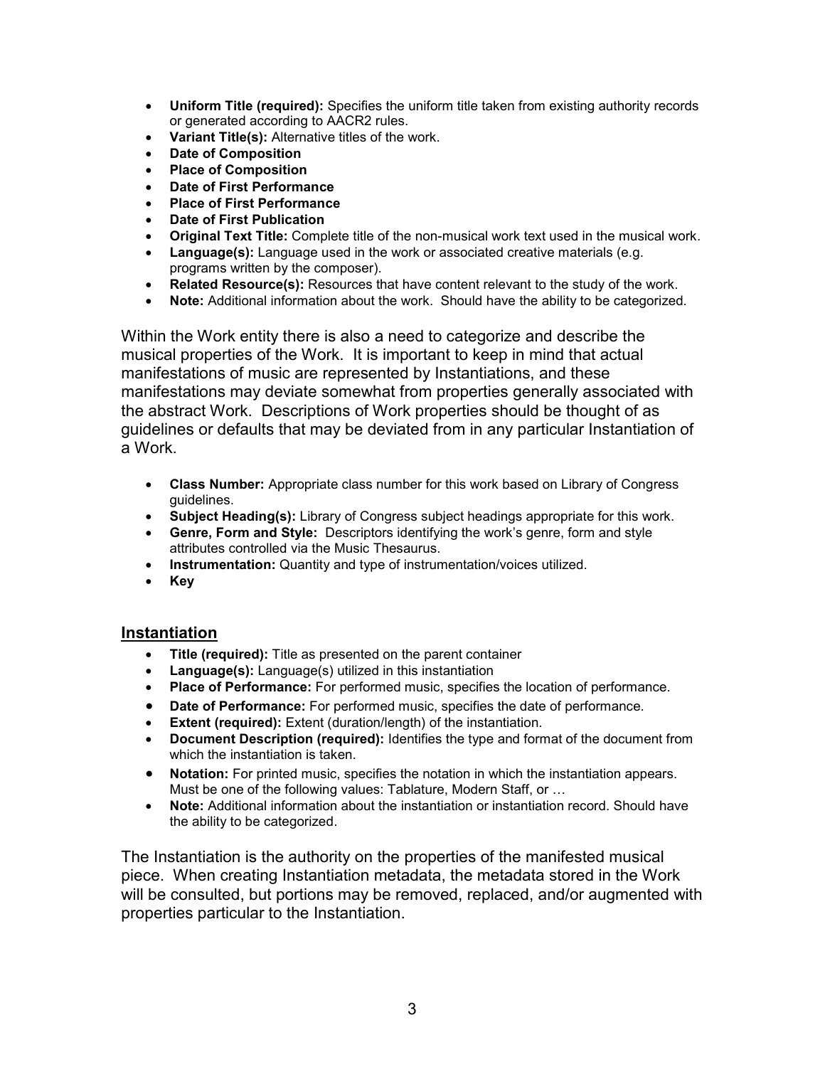- **Uniform Title (required):** Specifies the uniform title taken from existing authority records or generated according to AACR2 rules.
- **Variant Title(s):** Alternative titles of the work.
- **Date of Composition**
- **Place of Composition**
- **Date of First Performance**
- **Place of First Performance**
- **Date of First Publication**
- **Original Text Title:** Complete title of the non-musical work text used in the musical work.
- **Language(s):** Language used in the work or associated creative materials (e.g. programs written by the composer).
- **Related Resource(s):** Resources that have content relevant to the study of the work.
- **Note:** Additional information about the work. Should have the ability to be categorized.

Within the Work entity there is also a need to categorize and describe the musical properties of the Work. It is important to keep in mind that actual manifestations of music are represented by Instantiations, and these manifestations may deviate somewhat from properties generally associated with the abstract Work. Descriptions of Work properties should be thought of as guidelines or defaults that may be deviated from in any particular Instantiation of a Work.

- **Class Number:** Appropriate class number for this work based on Library of Congress guidelines.
- **Subject Heading(s):** Library of Congress subject headings appropriate for this work.
- **Genre, Form and Style:** Descriptors identifying the work's genre, form and style attributes controlled via the Music Thesaurus.
- **Instrumentation:** Quantity and type of instrumentation/voices utilized.
- **Key**

## Instantiation

- **Title (required):** Title as presented on the parent container
- **Language(s):** Language(s) utilized in this instantiation
- **Place of Performance:** For performed music, specifies the location of performance.
- **Date of Performance:** For performed music, specifies the date of performance.
- **Extent (required):** Extent (duration/length) of the instantiation.
- **Document Description (required):** Identifies the type and format of the document from which the instantiation is taken.
- **Notation:** For printed music, specifies the notation in which the instantiation appears. Must be one of the following values: Tablature, Modern Staff, or …
- **Note:** Additional information about the instantiation or instantiation record. Should have the ability to be categorized.

The Instantiation is the authority on the properties of the manifested musical piece. When creating Instantiation metadata, the metadata stored in the Work will be consulted, but portions may be removed, replaced, and/or augmented with properties particular to the Instantiation.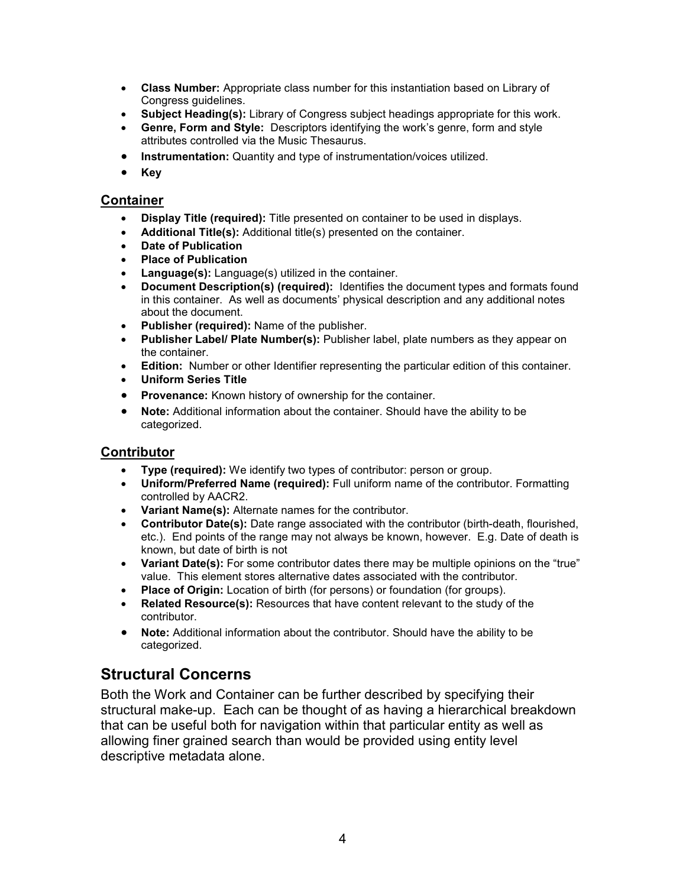- **Class Number:** Appropriate class number for this instantiation based on Library of Congress guidelines.
- **Subject Heading(s):** Library of Congress subject headings appropriate for this work.
- **Genre, Form and Style:** Descriptors identifying the work's genre, form and style attributes controlled via the Music Thesaurus.
- **Instrumentation:** Quantity and type of instrumentation/voices utilized.
- **Key**

### Container

- **Display Title (required):** Title presented on container to be used in displays.
- **Additional Title(s):** Additional title(s) presented on the container.
- **Date of Publication**
- **Place of Publication**
- **Language(s):** Language(s) utilized in the container.
- **Document Description(s) (required):** Identifies the document types and formats found in this container. As well as documents' physical description and any additional notes about the document.
- **Publisher (required):** Name of the publisher.
- **Publisher Label/ Plate Number(s):** Publisher label, plate numbers as they appear on the container.
- **Edition:** Number or other Identifier representing the particular edition of this container.
- **Uniform Series Title**
- **Provenance:** Known history of ownership for the container.
- **Note:** Additional information about the container. Should have the ability to be categorized.

### Contributor

- **Type (required):** We identify two types of contributor: person or group.
- **Uniform/Preferred Name (required):** Full uniform name of the contributor. Formatting controlled by AACR2.
- **Variant Name(s):** Alternate names for the contributor.
- **Contributor Date(s):** Date range associated with the contributor (birth-death, flourished, etc.). End points of the range may not always be known, however. E.g. Date of death is known, but date of birth is not
- **Variant Date(s):** For some contributor dates there may be multiple opinions on the "true" value. This element stores alternative dates associated with the contributor.
- **Place of Origin:** Location of birth (for persons) or foundation (for groups).
- **Related Resource(s):** Resources that have content relevant to the study of the contributor.
- **Note:** Additional information about the contributor. Should have the ability to be categorized.

## Structural Concerns

Both the Work and Container can be further described by specifying their structural make-up. Each can be thought of as having a hierarchical breakdown that can be useful both for navigation within that particular entity as well as allowing finer grained search than would be provided using entity level descriptive metadata alone.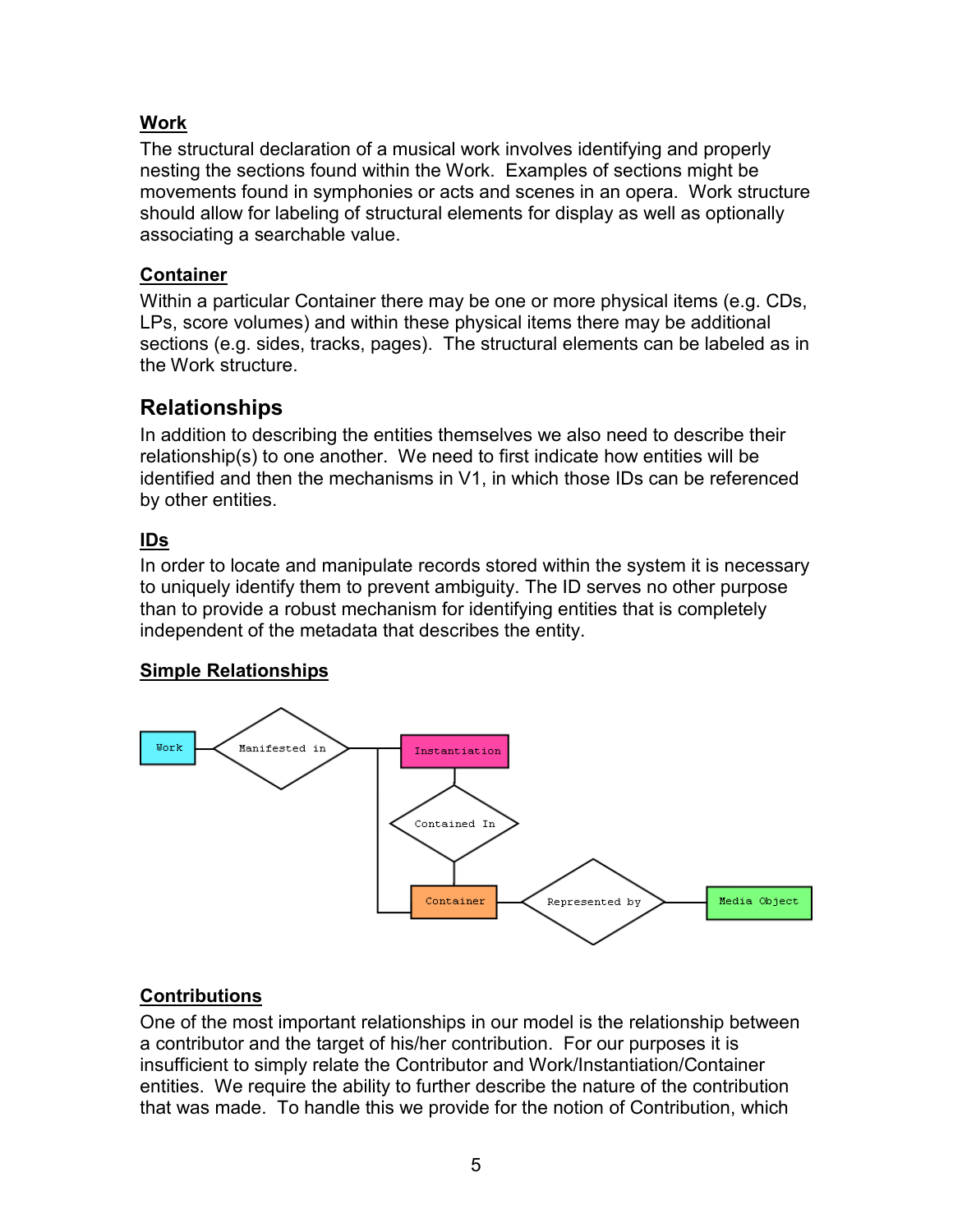### Work

The structural declaration of a musical work involves identifying and properly nesting the sections found within the Work. Examples of sections might be movements found in symphonies or acts and scenes in an opera. Work structure should allow for labeling of structural elements for display as well as optionally associating a searchable value.

### Container

Within a particular Container there may be one or more physical items (e.g. CDs, LPs, score volumes) and within these physical items there may be additional sections (e.g. sides, tracks, pages). The structural elements can be labeled as in the Work structure.

## Relationships

In addition to describing the entities themselves we also need to describe their relationship(s) to one another. We need to first indicate how entities will be identified and then the mechanisms in V1, in which those IDs can be referenced by other entities.

### IDs

In order to locate and manipulate records stored within the system it is necessary to uniquely identify them to prevent ambiguity. The ID serves no other purpose than to provide a robust mechanism for identifying entities that is completely independent of the metadata that describes the entity.

### Simple Relationships

Work — Manifested in — Instantiation / Container

Instantiation — Contained In — Container

Container — Represented by — Media Object

### Contributions

One of the most important relationships in our model is the relationship between a contributor and the target of his/her contribution. For our purposes it is insufficient to simply relate the Contributor and Work/Instantiation/Container entities. We require the ability to further describe the nature of the contribution that was made. To handle this we provide for the notion of Contribution, which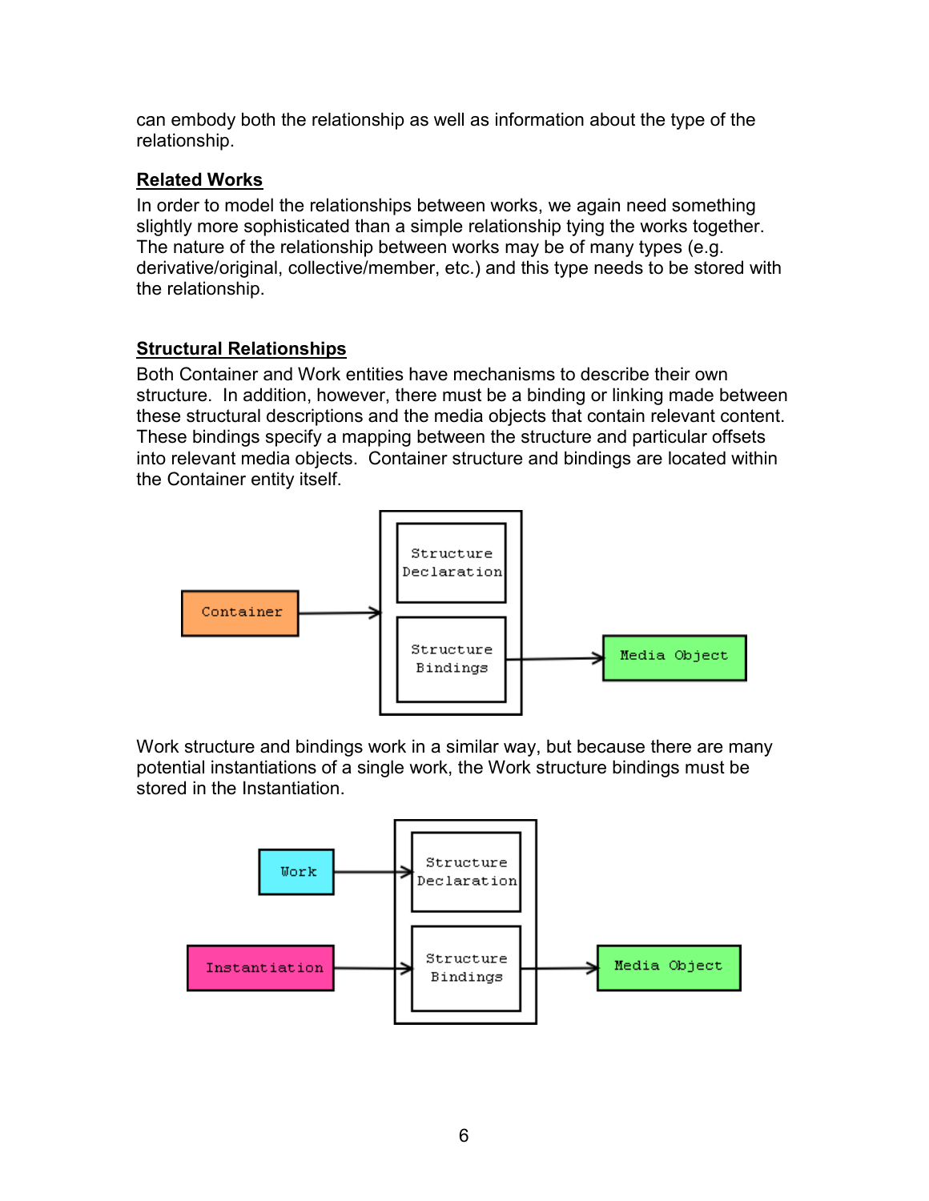can embody both the relationship as well as information about the type of the relationship.

**Related Works**

In order to model the relationships between works, we again need something slightly more sophisticated than a simple relationship tying the works together. The nature of the relationship between works may be of many types (e.g. derivative/original, collective/member, etc.) and this type needs to be stored with the relationship.

**Structural Relationships**

Both Container and Work entities have mechanisms to describe their own structure. In addition, however, there must be a binding or linking made between these structural descriptions and the media objects that contain relevant content. These bindings specify a mapping between the structure and particular offsets into relevant media objects. Container structure and bindings are located within the Container entity itself.

Work structure and bindings work in a similar way, but because there are many potential instantiations of a single work, the Work structure bindings must be stored in the Instantiation.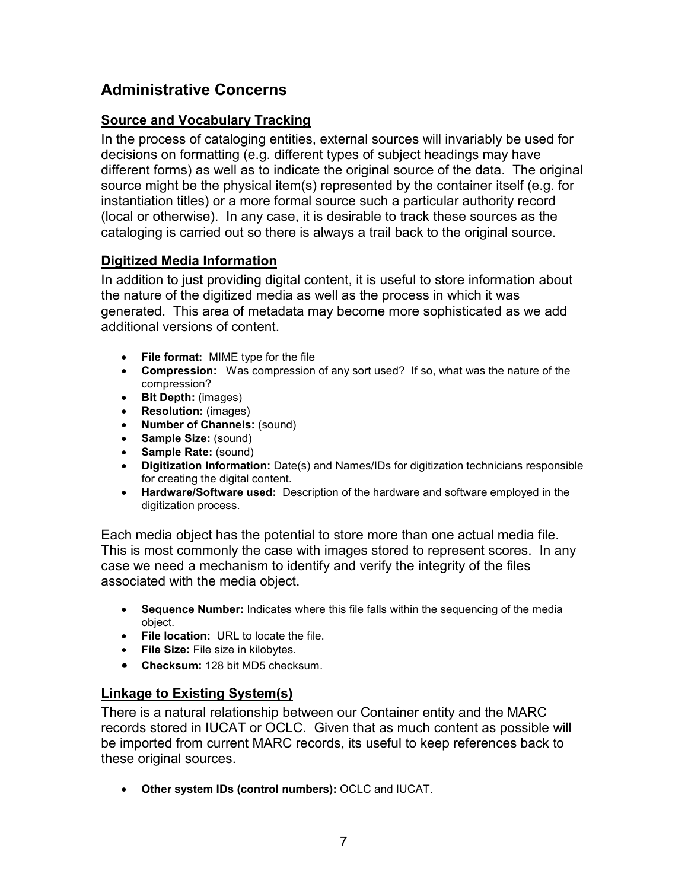## Administrative Concerns

### Source and Vocabulary Tracking

In the process of cataloging entities, external sources will invariably be used for decisions on formatting (e.g. different types of subject headings may have different forms) as well as to indicate the original source of the data. The original source might be the physical item(s) represented by the container itself (e.g. for instantiation titles) or a more formal source such a particular authority record (local or otherwise). In any case, it is desirable to track these sources as the cataloging is carried out so there is always a trail back to the original source.

### Digitized Media Information

In addition to just providing digital content, it is useful to store information about the nature of the digitized media as well as the process in which it was generated. This area of metadata may become more sophisticated as we add additional versions of content.

- **File format:** MIME type for the file
- **Compression:** Was compression of any sort used? If so, what was the nature of the compression?
- **Bit Depth:** (images)
- **Resolution:** (images)
- **Number of Channels:** (sound)
- **Sample Size:** (sound)
- **Sample Rate:** (sound)
- **Digitization Information:** Date(s) and Names/IDs for digitization technicians responsible for creating the digital content.
- **Hardware/Software used:** Description of the hardware and software employed in the digitization process.

Each media object has the potential to store more than one actual media file. This is most commonly the case with images stored to represent scores. In any case we need a mechanism to identify and verify the integrity of the files associated with the media object.

- **Sequence Number:** Indicates where this file falls within the sequencing of the media object.
- **File location:** URL to locate the file.
- **File Size:** File size in kilobytes.
- **Checksum:** 128 bit MD5 checksum.

### Linkage to Existing System(s)

There is a natural relationship between our Container entity and the MARC records stored in IUCAT or OCLC. Given that as much content as possible will be imported from current MARC records, its useful to keep references back to these original sources.

- **Other system IDs (control numbers):** OCLC and IUCAT.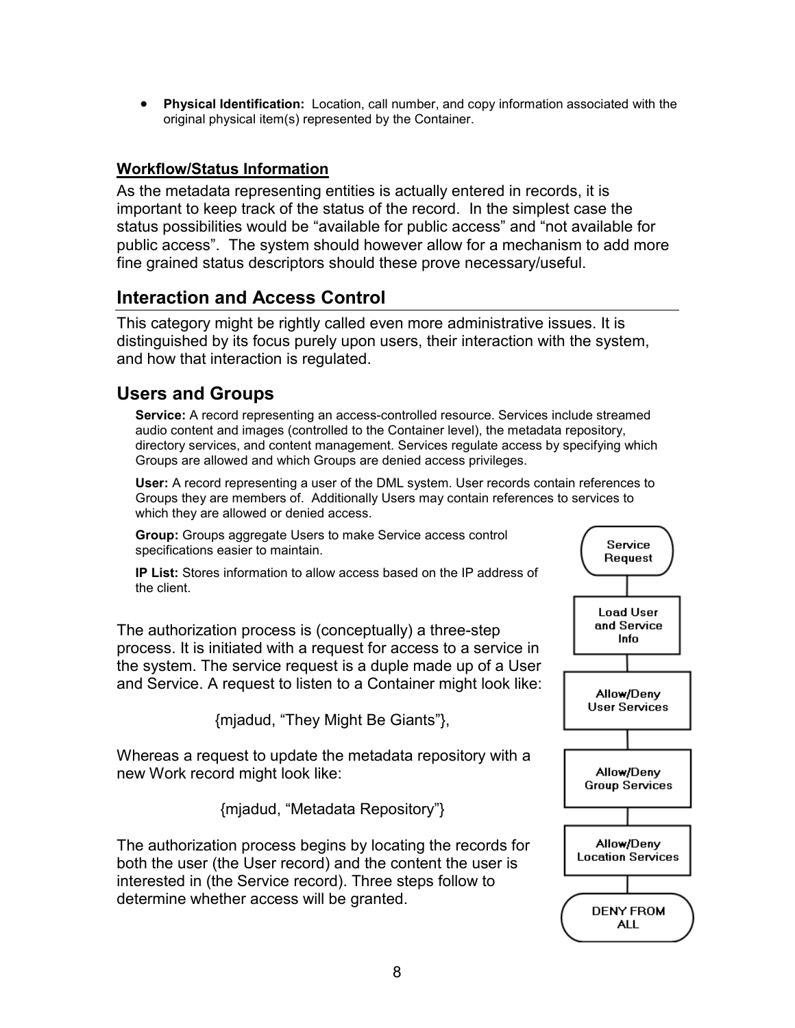- **Physical Identification:** Location, call number, and copy information associated with the original physical item(s) represented by the Container.

### Workflow/Status Information

As the metadata representing entities is actually entered in records, it is important to keep track of the status of the record. In the simplest case the status possibilities would be "available for public access" and "not available for public access". The system should however allow for a mechanism to add more fine grained status descriptors should these prove necessary/useful.

## Interaction and Access Control

This category might be rightly called even more administrative issues. It is distinguished by its focus purely upon users, their interaction with the system, and how that interaction is regulated.

## Users and Groups

**Service:** A record representing an access-controlled resource. Services include streamed audio content and images (controlled to the Container level), the metadata repository, directory services, and content management. Services regulate access by specifying which Groups are allowed and which Groups are denied access privileges.

**User:** A record representing a user of the DML system. User records contain references to Groups they are members of. Additionally Users may contain references to services to which they are allowed or denied access.

**Group:** Groups aggregate Users to make Service access control specifications easier to maintain.

**IP List:** Stores information to allow access based on the IP address of the client.

The authorization process is (conceptually) a three-step process. It is initiated with a request for access to a service in the system. The service request is a duple made up of a User and Service. A request to listen to a Container might look like:

{mjadud, "They Might Be Giants"},

Whereas a request to update the metadata repository with a new Work record might look like:

{mjadud, "Metadata Repository"}

The authorization process begins by locating the records for both the user (the User record) and the content the user is interested in (the Service record). Three steps follow to determine whether access will be granted.

Service Request → Load User and Service Info → Allow/Deny User Services → Allow/Deny Group Services → Allow/Deny Location Services → DENY FROM ALL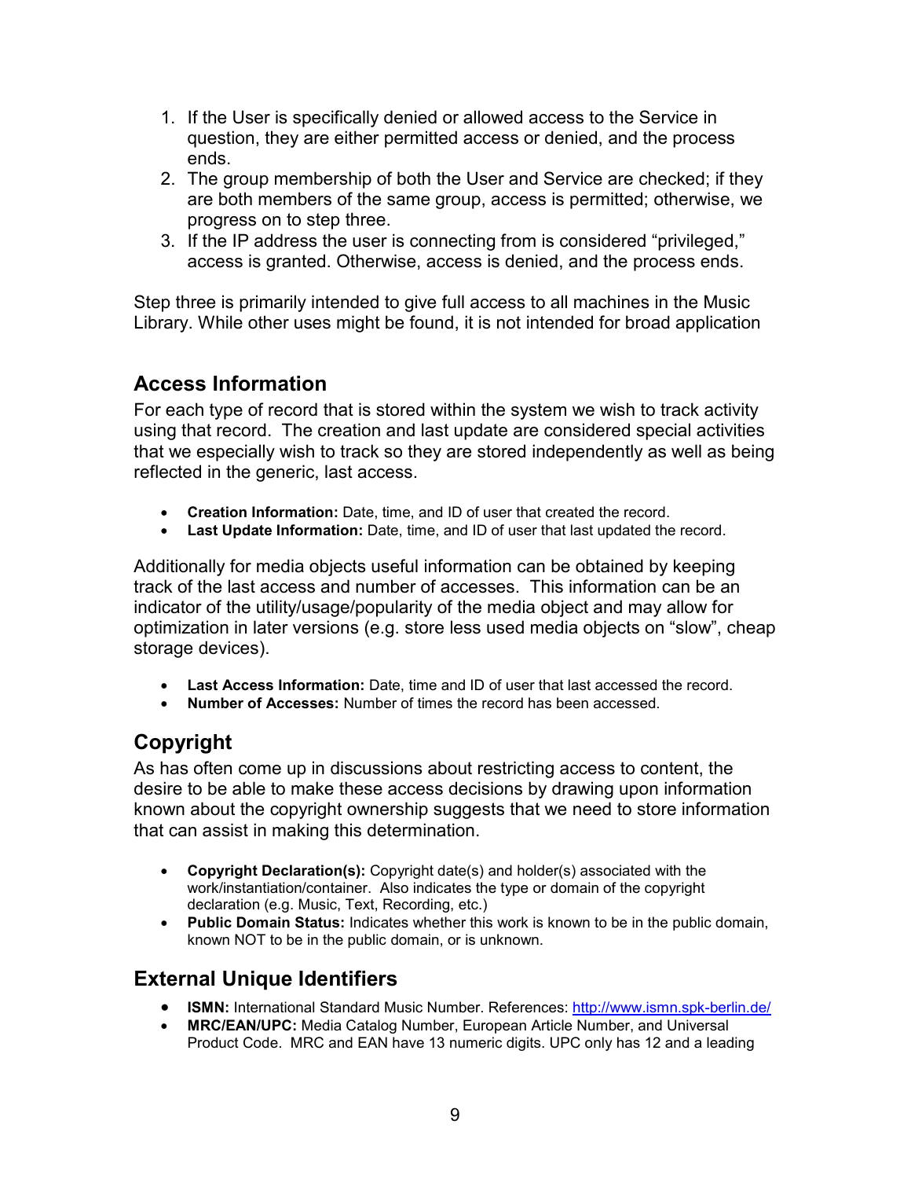1. If the User is specifically denied or allowed access to the Service in question, they are either permitted access or denied, and the process ends.
2. The group membership of both the User and Service are checked; if they are both members of the same group, access is permitted; otherwise, we progress on to step three.
3. If the IP address the user is connecting from is considered "privileged," access is granted. Otherwise, access is denied, and the process ends.

Step three is primarily intended to give full access to all machines in the Music Library. While other uses might be found, it is not intended for broad application

## Access Information

For each type of record that is stored within the system we wish to track activity using that record. The creation and last update are considered special activities that we especially wish to track so they are stored independently as well as being reflected in the generic, last access.

- **Creation Information:** Date, time, and ID of user that created the record.
- **Last Update Information:** Date, time, and ID of user that last updated the record.

Additionally for media objects useful information can be obtained by keeping track of the last access and number of accesses. This information can be an indicator of the utility/usage/popularity of the media object and may allow for optimization in later versions (e.g. store less used media objects on "slow", cheap storage devices).

- **Last Access Information:** Date, time and ID of user that last accessed the record.
- **Number of Accesses:** Number of times the record has been accessed.

## Copyright

As has often come up in discussions about restricting access to content, the desire to be able to make these access decisions by drawing upon information known about the copyright ownership suggests that we need to store information that can assist in making this determination.

- **Copyright Declaration(s):** Copyright date(s) and holder(s) associated with the work/instantiation/container. Also indicates the type or domain of the copyright declaration (e.g. Music, Text, Recording, etc.)
- **Public Domain Status:** Indicates whether this work is known to be in the public domain, known NOT to be in the public domain, or is unknown.

## External Unique Identifiers

- **ISMN:** International Standard Music Number. References: http://www.ismn.spk-berlin.de/
- **MRC/EAN/UPC:** Media Catalog Number, European Article Number, and Universal Product Code. MRC and EAN have 13 numeric digits. UPC only has 12 and a leading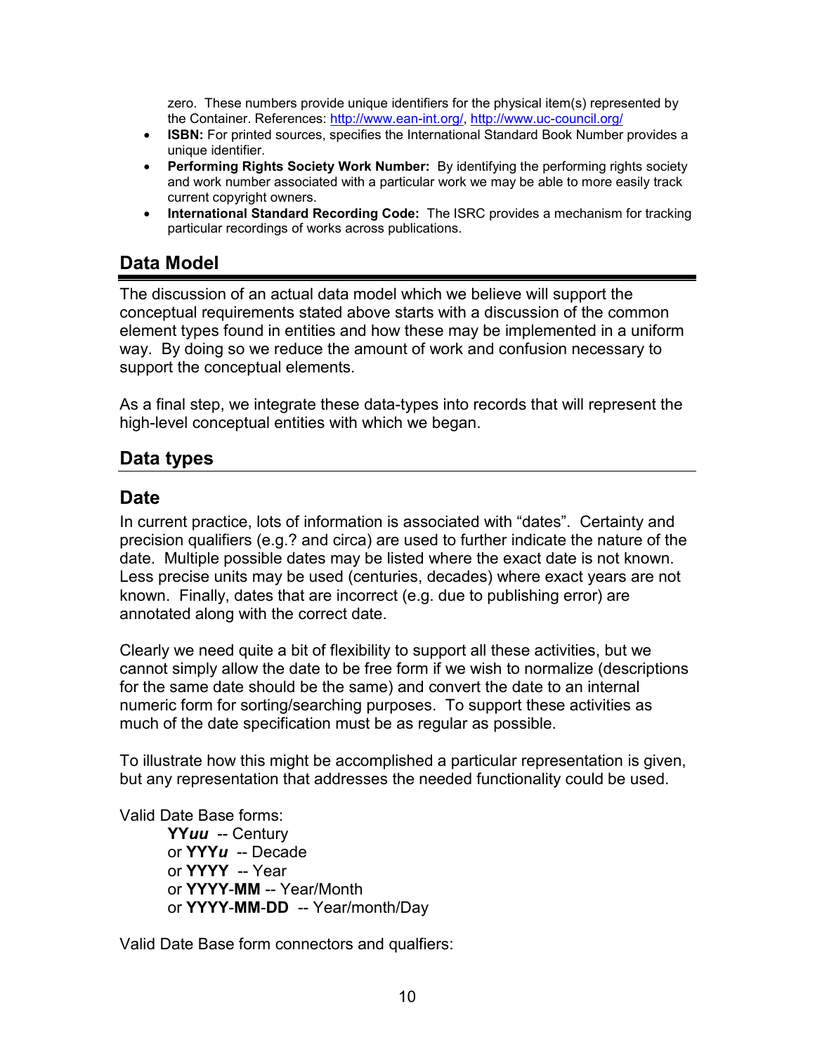zero. These numbers provide unique identifiers for the physical item(s) represented by the Container. References: http://www.ean-int.org/, http://www.uc-council.org/

- **ISBN:** For printed sources, specifies the International Standard Book Number provides a unique identifier.
- **Performing Rights Society Work Number:** By identifying the performing rights society and work number associated with a particular work we may be able to more easily track current copyright owners.
- **International Standard Recording Code:** The ISRC provides a mechanism for tracking particular recordings of works across publications.

## Data Model

The discussion of an actual data model which we believe will support the conceptual requirements stated above starts with a discussion of the common element types found in entities and how these may be implemented in a uniform way. By doing so we reduce the amount of work and confusion necessary to support the conceptual elements.

As a final step, we integrate these data-types into records that will represent the high-level conceptual entities with which we began.

## Data types

### Date

In current practice, lots of information is associated with "dates". Certainty and precision qualifiers (e.g.? and circa) are used to further indicate the nature of the date. Multiple possible dates may be listed where the exact date is not known. Less precise units may be used (centuries, decades) where exact years are not known. Finally, dates that are incorrect (e.g. due to publishing error) are annotated along with the correct date.

Clearly we need quite a bit of flexibility to support all these activities, but we cannot simply allow the date to be free form if we wish to normalize (descriptions for the same date should be the same) and convert the date to an internal numeric form for sorting/searching purposes. To support these activities as much of the date specification must be as regular as possible.

To illustrate how this might be accomplished a particular representation is given, but any representation that addresses the needed functionality could be used.

Valid Date Base forms:

**YY*uu*** -- Century  
or **YYY*u*** -- Decade  
or **YYYY** -- Year  
or **YYYY**-**MM** -- Year/Month  
or **YYYY**-**MM**-**DD** -- Year/month/Day

Valid Date Base form connectors and qualfiers: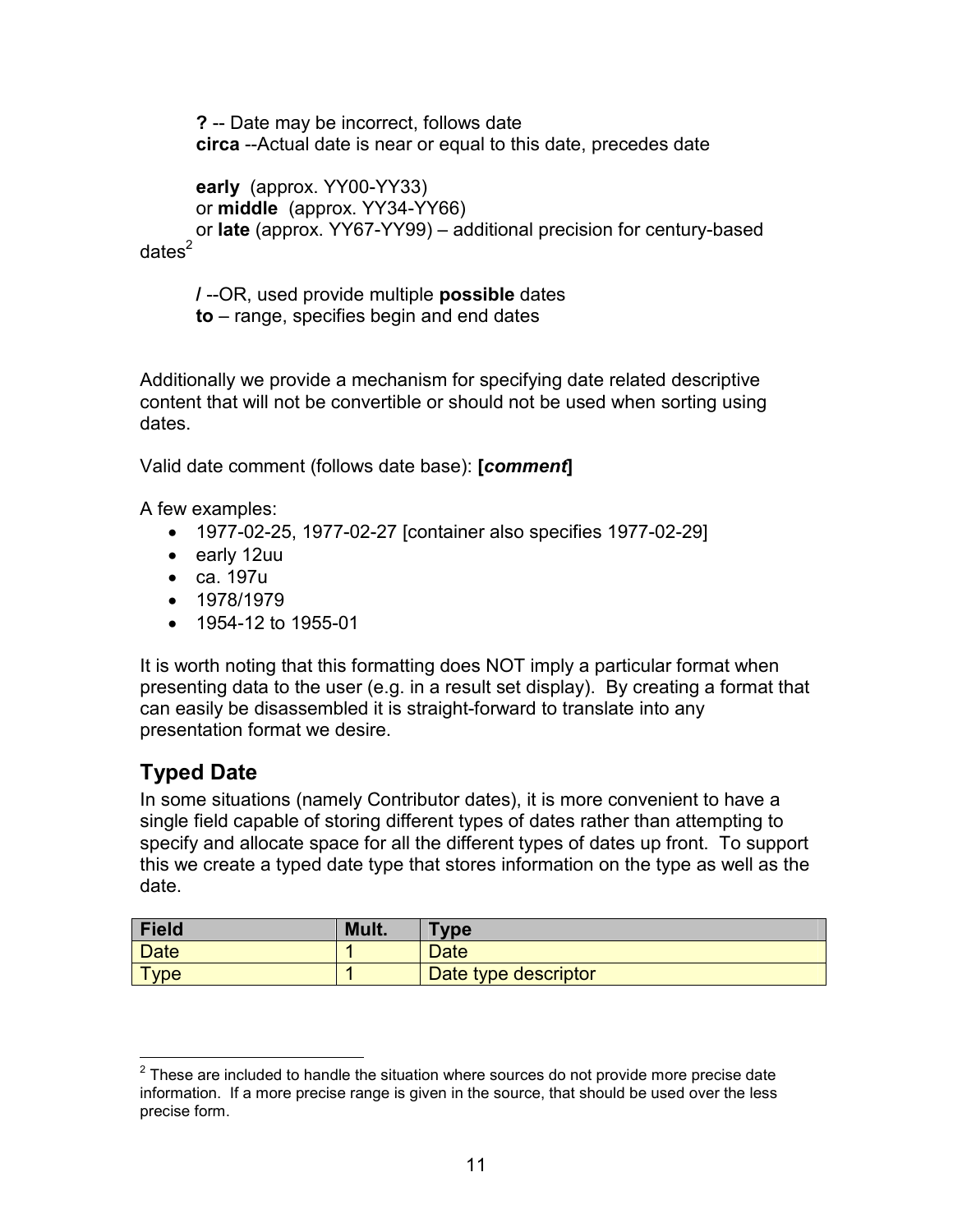**?** -- Date may be incorrect, follows date
**circa** --Actual date is near or equal to this date, precedes date

**early** (approx. YY00-YY33)
or **middle** (approx. YY34-YY66)
or **late** (approx. YY67-YY99) – additional precision for century-based dates[2]

**/** --OR, used provide multiple **possible** dates
**to** – range, specifies begin and end dates

Additionally we provide a mechanism for specifying date related descriptive content that will not be convertible or should not be used when sorting using dates.

Valid date comment (follows date base): **[*comment*]**

A few examples:

- 1977-02-25, 1977-02-27 [container also specifies 1977-02-29]
- early 12uu
- ca. 197u
- 1978/1979
- 1954-12 to 1955-01

It is worth noting that this formatting does NOT imply a particular format when presenting data to the user (e.g. in a result set display). By creating a format that can easily be disassembled it is straight-forward to translate into any presentation format we desire.

## Typed Date

In some situations (namely Contributor dates), it is more convenient to have a single field capable of storing different types of dates rather than attempting to specify and allocate space for all the different types of dates up front. To support this we create a typed date type that stores information on the type as well as the date.

| Field | Mult. | Type |
|---|---|---|
| Date | 1 | Date |
| Type | 1 | Date type descriptor |

[2] These are included to handle the situation where sources do not provide more precise date information. If a more precise range is given in the source, that should be used over the less precise form.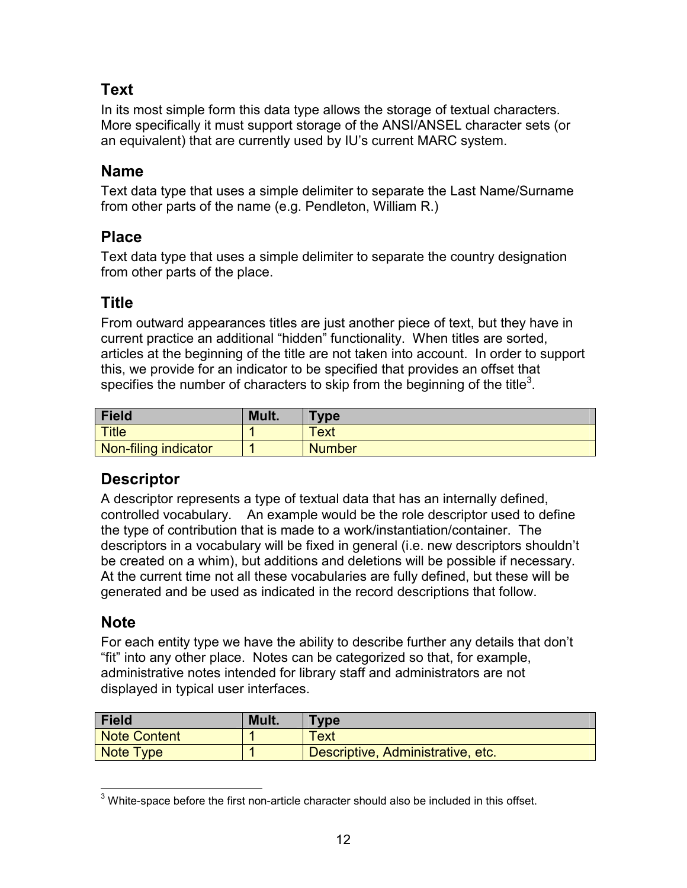### Text

In its most simple form this data type allows the storage of textual characters. More specifically it must support storage of the ANSI/ANSEL character sets (or an equivalent) that are currently used by IU's current MARC system.

### Name

Text data type that uses a simple delimiter to separate the Last Name/Surname from other parts of the name (e.g. Pendleton, William R.)

### Place

Text data type that uses a simple delimiter to separate the country designation from other parts of the place.

### Title

From outward appearances titles are just another piece of text, but they have in current practice an additional "hidden" functionality. When titles are sorted, articles at the beginning of the title are not taken into account. In order to support this, we provide for an indicator to be specified that provides an offset that specifies the number of characters to skip from the beginning of the title[3].

| Field | Mult. | Type |
|---|---|---|
| Title | 1 | Text |
| Non-filing indicator | 1 | Number |

### Descriptor

A descriptor represents a type of textual data that has an internally defined, controlled vocabulary. An example would be the role descriptor used to define the type of contribution that is made to a work/instantiation/container. The descriptors in a vocabulary will be fixed in general (i.e. new descriptors shouldn't be created on a whim), but additions and deletions will be possible if necessary. At the current time not all these vocabularies are fully defined, but these will be generated and be used as indicated in the record descriptions that follow.

### Note

For each entity type we have the ability to describe further any details that don't "fit" into any other place. Notes can be categorized so that, for example, administrative notes intended for library staff and administrators are not displayed in typical user interfaces.

| Field | Mult. | Type |
|---|---|---|
| Note Content | 1 | Text |
| Note Type | 1 | Descriptive, Administrative, etc. |

[3] White-space before the first non-article character should also be included in this offset.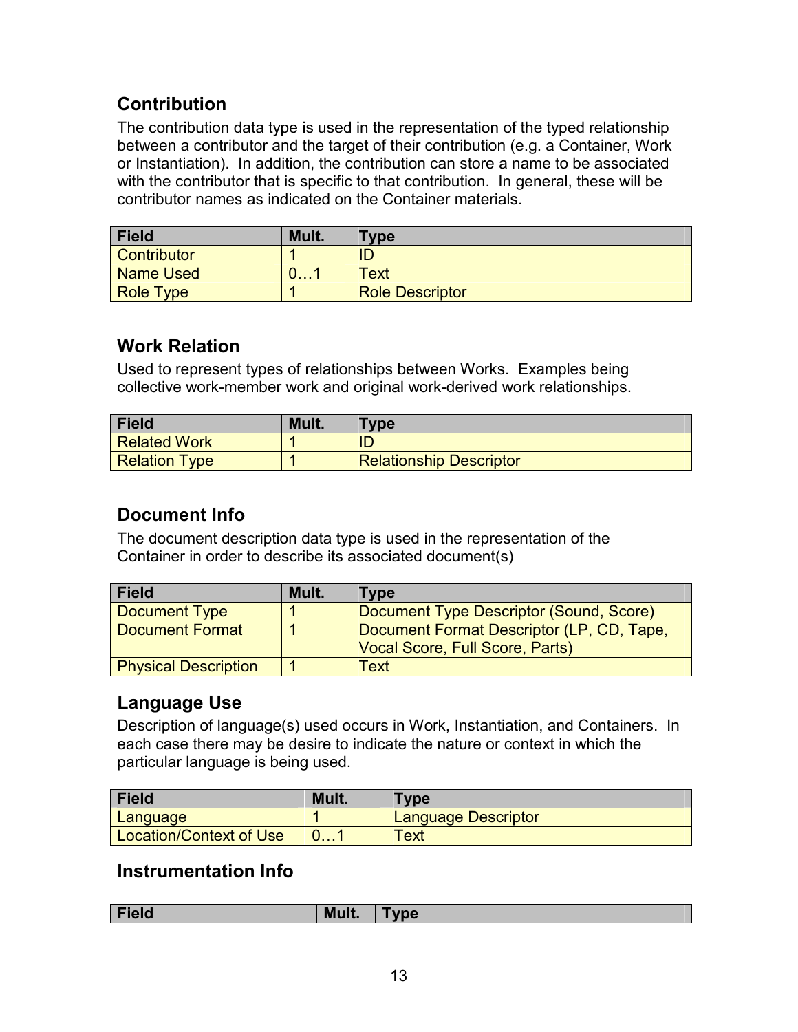## Contribution

The contribution data type is used in the representation of the typed relationship between a contributor and the target of their contribution (e.g. a Container, Work or Instantiation). In addition, the contribution can store a name to be associated with the contributor that is specific to that contribution. In general, these will be contributor names as indicated on the Container materials.

| Field | Mult. | Type |
|---|---|---|
| Contributor | 1 | ID |
| Name Used | 0…1 | Text |
| Role Type | 1 | Role Descriptor |

## Work Relation

Used to represent types of relationships between Works. Examples being collective work-member work and original work-derived work relationships.

| Field | Mult. | Type |
|---|---|---|
| Related Work | 1 | ID |
| Relation Type | 1 | Relationship Descriptor |

## Document Info

The document description data type is used in the representation of the Container in order to describe its associated document(s)

| Field | Mult. | Type |
|---|---|---|
| Document Type | 1 | Document Type Descriptor (Sound, Score) |
| Document Format | 1 | Document Format Descriptor (LP, CD, Tape, Vocal Score, Full Score, Parts) |
| Physical Description | 1 | Text |

## Language Use

Description of language(s) used occurs in Work, Instantiation, and Containers. In each case there may be desire to indicate the nature or context in which the particular language is being used.

| Field | Mult. | Type |
|---|---|---|
| Language | 1 | Language Descriptor |
| Location/Context of Use | 0…1 | Text |

## Instrumentation Info

| Field | Mult. | Type |
|---|---|---|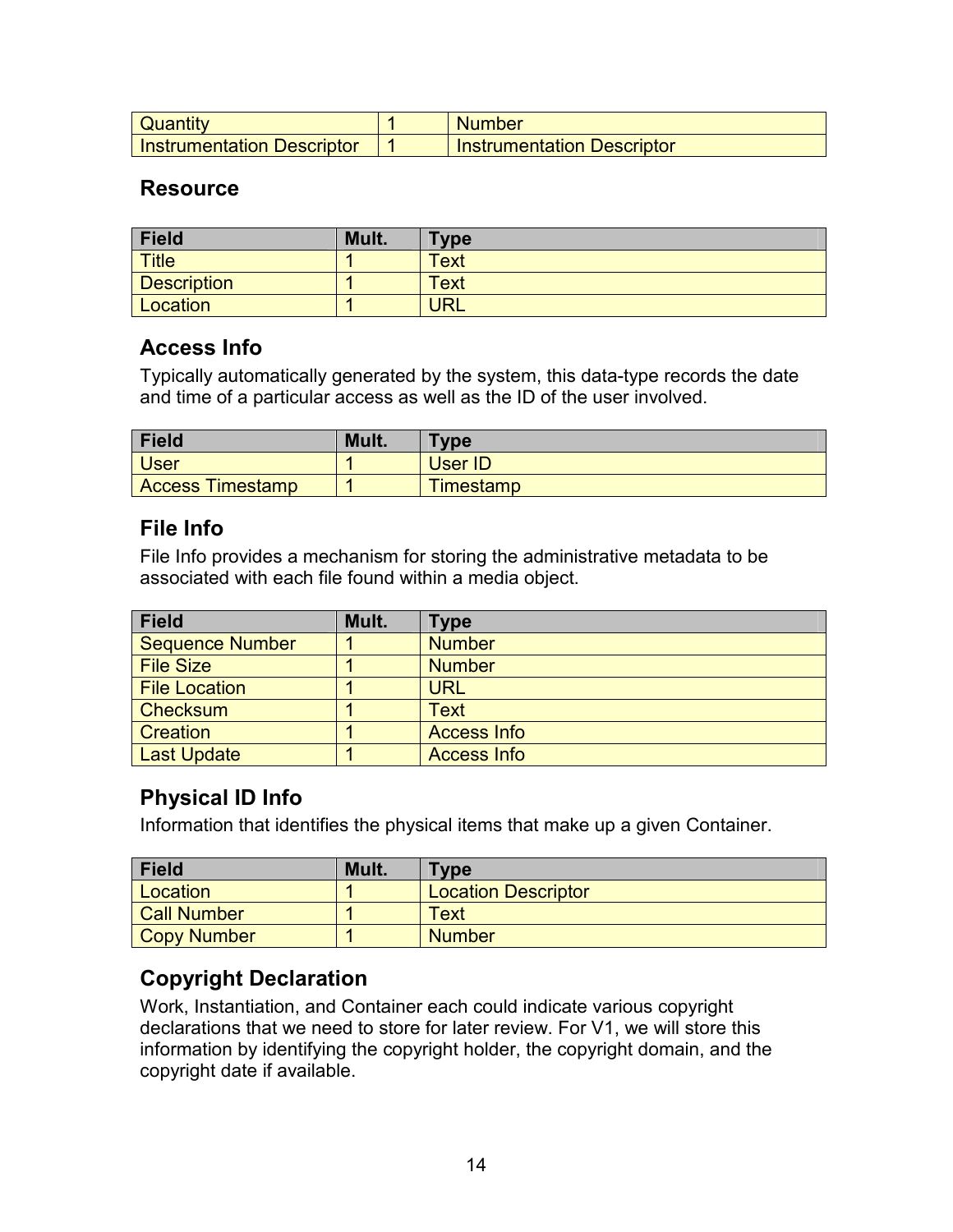| Quantity | 1 | Number |
|---|---|---|
| Instrumentation Descriptor | 1 | Instrumentation Descriptor |

### Resource

| Field | Mult. | Type |
|---|---|---|
| Title | 1 | Text |
| Description | 1 | Text |
| Location | 1 | URL |

### Access Info

Typically automatically generated by the system, this data-type records the date and time of a particular access as well as the ID of the user involved.

| Field | Mult. | Type |
|---|---|---|
| User | 1 | User ID |
| Access Timestamp | 1 | Timestamp |

### File Info

File Info provides a mechanism for storing the administrative metadata to be associated with each file found within a media object.

| Field | Mult. | Type |
|---|---|---|
| Sequence Number | 1 | Number |
| File Size | 1 | Number |
| File Location | 1 | URL |
| Checksum | 1 | Text |
| Creation | 1 | Access Info |
| Last Update | 1 | Access Info |

### Physical ID Info

Information that identifies the physical items that make up a given Container.

| Field | Mult. | Type |
|---|---|---|
| Location | 1 | Location Descriptor |
| Call Number | 1 | Text |
| Copy Number | 1 | Number |

### Copyright Declaration

Work, Instantiation, and Container each could indicate various copyright declarations that we need to store for later review. For V1, we will store this information by identifying the copyright holder, the copyright domain, and the copyright date if available.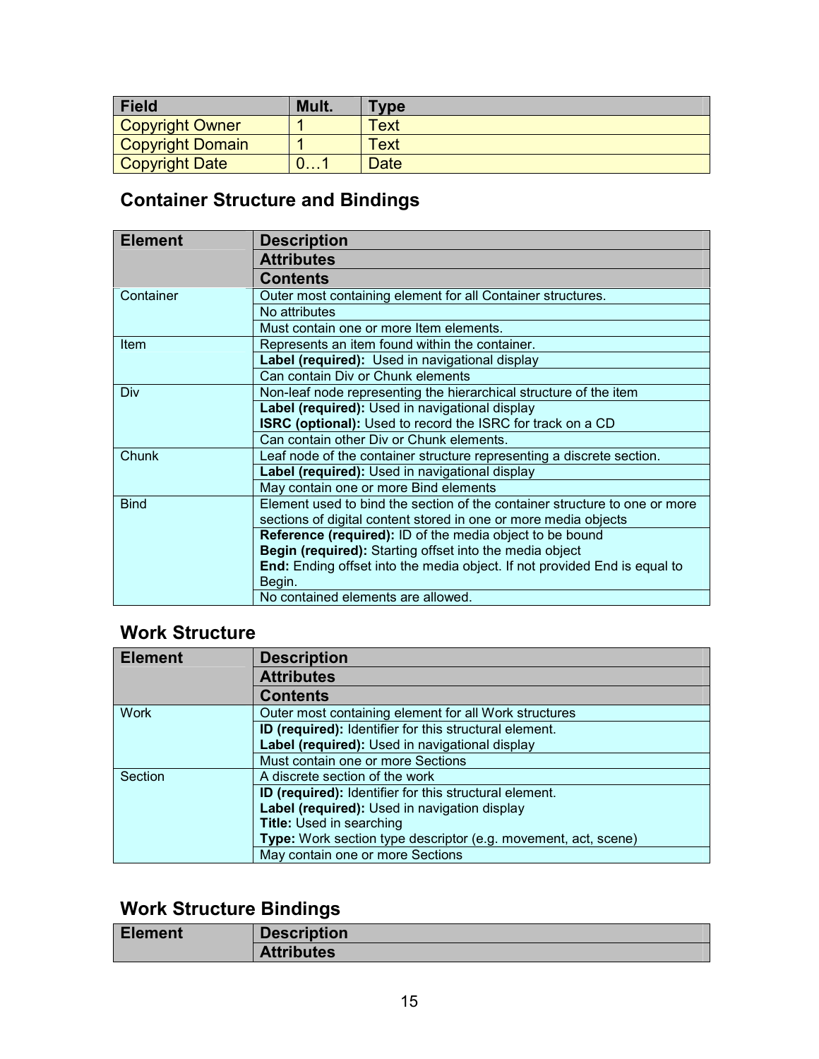| Field | Mult. | Type |
|---|---|---|
| Copyright Owner | 1 | Text |
| Copyright Domain | 1 | Text |
| Copyright Date | 0…1 | Date |

## Container Structure and Bindings

| Element | Description / Attributes / Contents |
|---|---|
| Container | Outer most containing element for all Container structures. |
| | No attributes |
| | Must contain one or more Item elements. |
| Item | Represents an item found within the container. |
| | **Label (required):** Used in navigational display |
| | Can contain Div or Chunk elements |
| Div | Non-leaf node representing the hierarchical structure of the item |
| | **Label (required):** Used in navigational display<br>**ISRC (optional):** Used to record the ISRC for track on a CD |
| | Can contain other Div or Chunk elements. |
| Chunk | Leaf node of the container structure representing a discrete section. |
| | **Label (required):** Used in navigational display |
| | May contain one or more Bind elements |
| Bind | Element used to bind the section of the container structure to one or more sections of digital content stored in one or more media objects |
| | **Reference (required):** ID of the media object to be bound<br>**Begin (required):** Starting offset into the media object<br>**End:** Ending offset into the media object. If not provided End is equal to Begin. |
| | No contained elements are allowed. |

## Work Structure

| Element | Description / Attributes / Contents |
|---|---|
| Work | Outer most containing element for all Work structures |
| | **ID (required):** Identifier for this structural element.<br>**Label (required):** Used in navigational display |
| | Must contain one or more Sections |
| Section | A discrete section of the work |
| | **ID (required):** Identifier for this structural element.<br>**Label (required):** Used in navigation display<br>**Title:** Used in searching<br>**Type:** Work section type descriptor (e.g. movement, act, scene) |
| | May contain one or more Sections |

## Work Structure Bindings

| Element | Description / Attributes |
|---|---|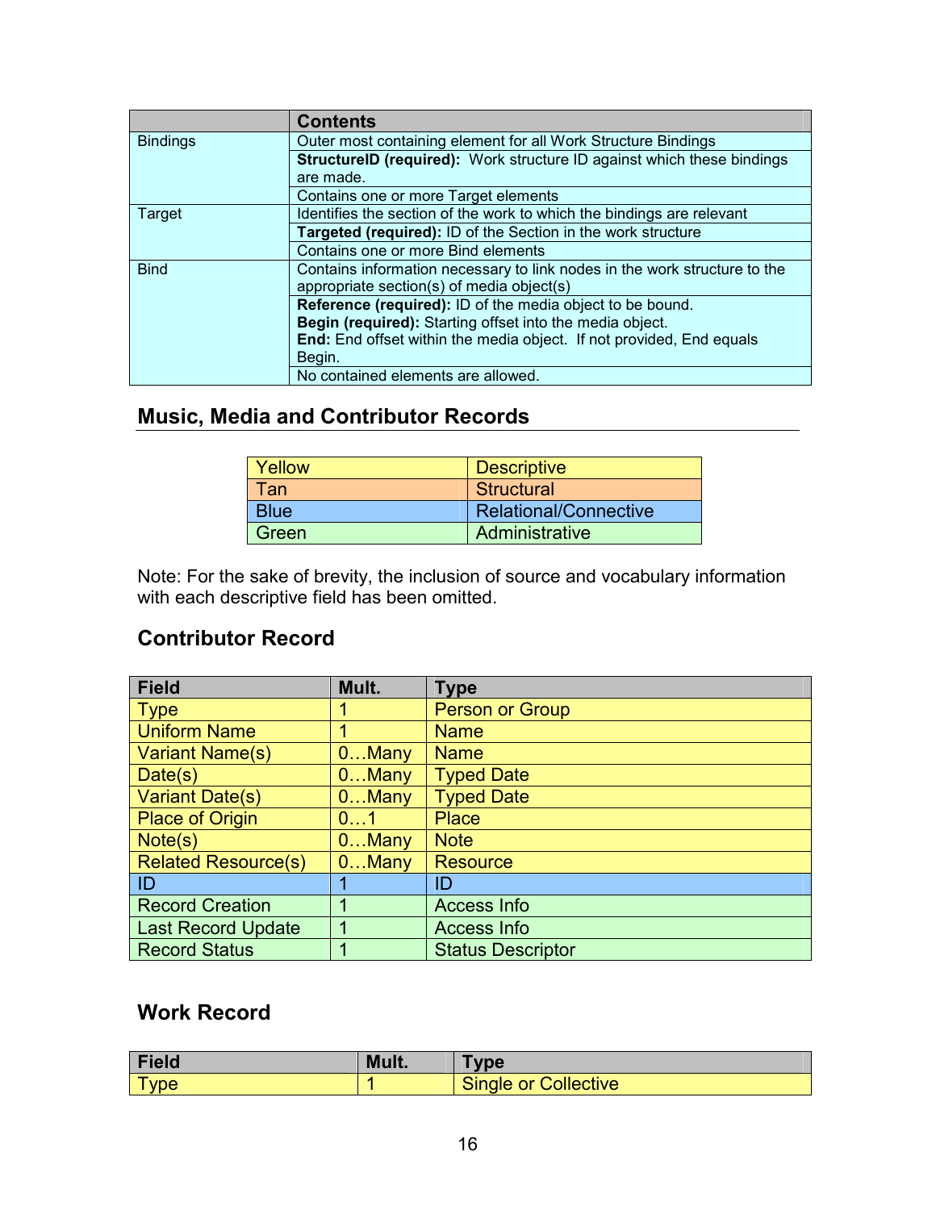| | Contents |
|---|---|
| Bindings | Outer most containing element for all Work Structure Bindings |
| | **StructureID (required):** Work structure ID against which these bindings are made. |
| | Contains one or more Target elements |
| Target | Identifies the section of the work to which the bindings are relevant |
| | **Targeted (required):** ID of the Section in the work structure |
| | Contains one or more Bind elements |
| Bind | Contains information necessary to link nodes in the work structure to the appropriate section(s) of media object(s) |
| | **Reference (required):** ID of the media object to be bound. **Begin (required):** Starting offset into the media object. **End:** End offset within the media object. If not provided, End equals Begin. |
| | No contained elements are allowed. |

## Music, Media and Contributor Records

| Yellow | Descriptive |
|---|---|
| Tan | Structural |
| Blue | Relational/Connective |
| Green | Administrative |

Note: For the sake of brevity, the inclusion of source and vocabulary information with each descriptive field has been omitted.

## Contributor Record

| Field | Mult. | Type |
|---|---|---|
| Type | 1 | Person or Group |
| Uniform Name | 1 | Name |
| Variant Name(s) | 0…Many | Name |
| Date(s) | 0…Many | Typed Date |
| Variant Date(s) | 0…Many | Typed Date |
| Place of Origin | 0…1 | Place |
| Note(s) | 0…Many | Note |
| Related Resource(s) | 0…Many | Resource |
| ID | 1 | ID |
| Record Creation | 1 | Access Info |
| Last Record Update | 1 | Access Info |
| Record Status | 1 | Status Descriptor |

## Work Record

| Field | Mult. | Type |
|---|---|---|
| Type | 1 | Single or Collective |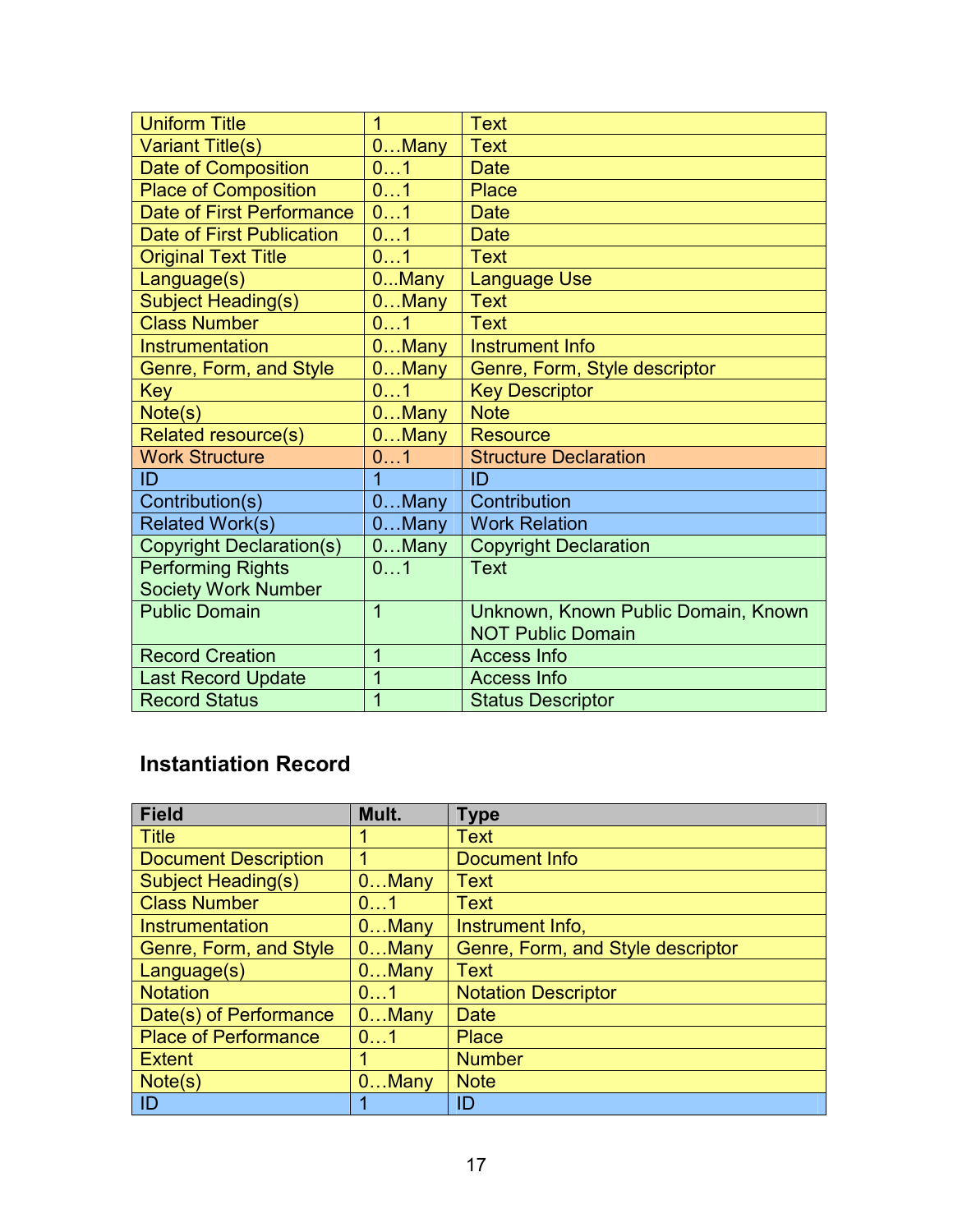| | | |
|---|---|---|
| Uniform Title | 1 | Text |
| Variant Title(s) | 0…Many | Text |
| Date of Composition | 0…1 | Date |
| Place of Composition | 0…1 | Place |
| Date of First Performance | 0…1 | Date |
| Date of First Publication | 0…1 | Date |
| Original Text Title | 0…1 | Text |
| Language(s) | 0...Many | Language Use |
| Subject Heading(s) | 0…Many | Text |
| Class Number | 0…1 | Text |
| Instrumentation | 0…Many | Instrument Info |
| Genre, Form, and Style | 0…Many | Genre, Form, Style descriptor |
| Key | 0…1 | Key Descriptor |
| Note(s) | 0…Many | Note |
| Related resource(s) | 0…Many | Resource |
| Work Structure | 0…1 | Structure Declaration |
| ID | 1 | ID |
| Contribution(s) | 0…Many | Contribution |
| Related Work(s) | 0…Many | Work Relation |
| Copyright Declaration(s) | 0…Many | Copyright Declaration |
| Performing Rights Society Work Number | 0…1 | Text |
| Public Domain | 1 | Unknown, Known Public Domain, Known NOT Public Domain |
| Record Creation | 1 | Access Info |
| Last Record Update | 1 | Access Info |
| Record Status | 1 | Status Descriptor |

### Instantiation Record

| Field | Mult. | Type |
|---|---|---|
| Title | 1 | Text |
| Document Description | 1 | Document Info |
| Subject Heading(s) | 0…Many | Text |
| Class Number | 0…1 | Text |
| Instrumentation | 0…Many | Instrument Info, |
| Genre, Form, and Style | 0…Many | Genre, Form, and Style descriptor |
| Language(s) | 0…Many | Text |
| Notation | 0…1 | Notation Descriptor |
| Date(s) of Performance | 0…Many | Date |
| Place of Performance | 0…1 | Place |
| Extent | 1 | Number |
| Note(s) | 0…Many | Note |
| ID | 1 | ID |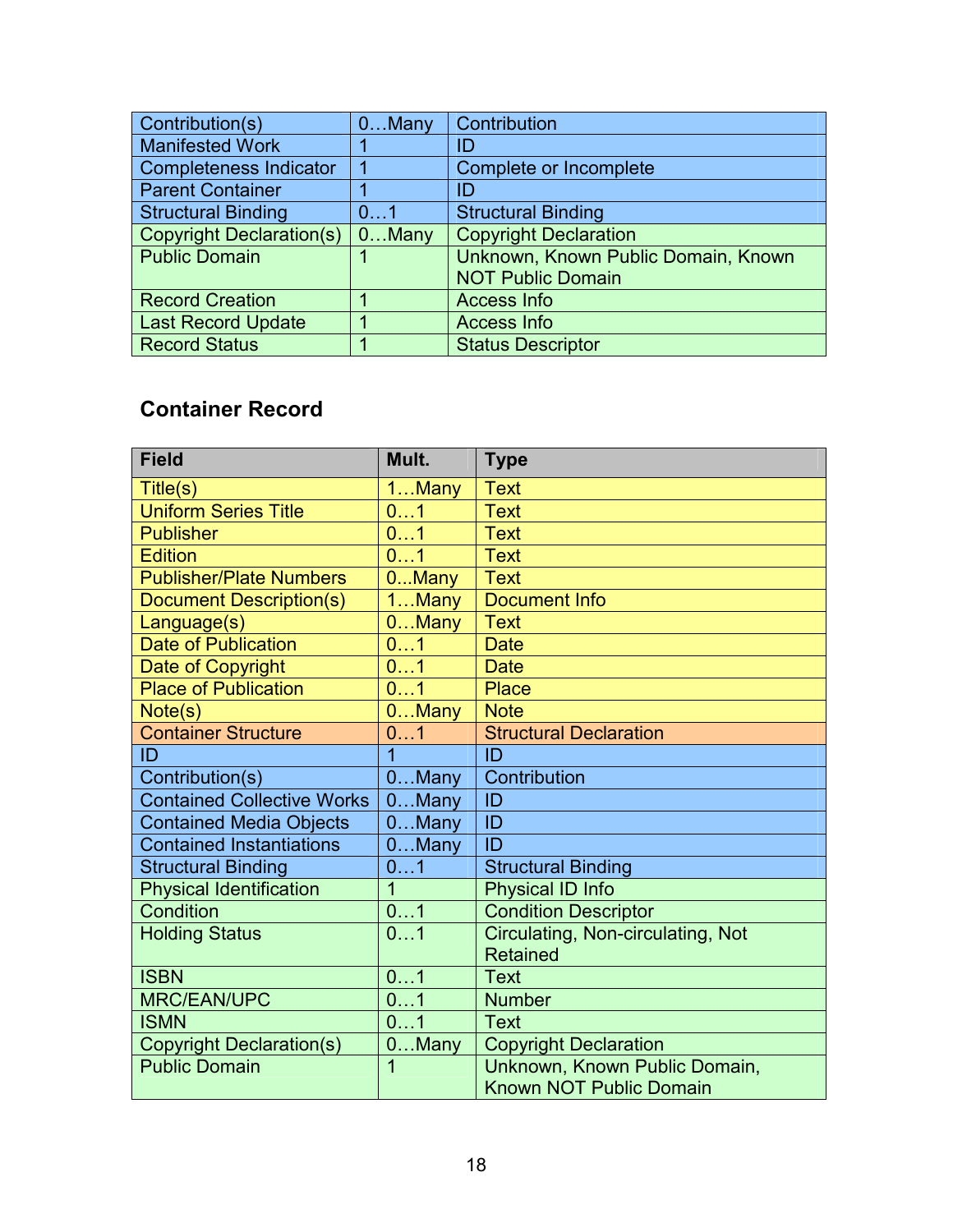| | | |
|---|---|---|
| Contribution(s) | 0…Many | Contribution |
| Manifested Work | 1 | ID |
| Completeness Indicator | 1 | Complete or Incomplete |
| Parent Container | 1 | ID |
| Structural Binding | 0…1 | Structural Binding |
| Copyright Declaration(s) | 0…Many | Copyright Declaration |
| Public Domain | 1 | Unknown, Known Public Domain, Known NOT Public Domain |
| Record Creation | 1 | Access Info |
| Last Record Update | 1 | Access Info |
| Record Status | 1 | Status Descriptor |

### Container Record

| Field | Mult. | Type |
|---|---|---|
| Title(s) | 1…Many | Text |
| Uniform Series Title | 0…1 | Text |
| Publisher | 0…1 | Text |
| Edition | 0…1 | Text |
| Publisher/Plate Numbers | 0...Many | Text |
| Document Description(s) | 1…Many | Document Info |
| Language(s) | 0…Many | Text |
| Date of Publication | 0…1 | Date |
| Date of Copyright | 0…1 | Date |
| Place of Publication | 0…1 | Place |
| Note(s) | 0…Many | Note |
| Container Structure | 0…1 | Structural Declaration |
| ID | 1 | ID |
| Contribution(s) | 0…Many | Contribution |
| Contained Collective Works | 0…Many | ID |
| Contained Media Objects | 0…Many | ID |
| Contained Instantiations | 0…Many | ID |
| Structural Binding | 0…1 | Structural Binding |
| Physical Identification | 1 | Physical ID Info |
| Condition | 0…1 | Condition Descriptor |
| Holding Status | 0…1 | Circulating, Non-circulating, Not Retained |
| ISBN | 0…1 | Text |
| MRC/EAN/UPC | 0…1 | Number |
| ISMN | 0…1 | Text |
| Copyright Declaration(s) | 0…Many | Copyright Declaration |
| Public Domain | 1 | Unknown, Known Public Domain, Known NOT Public Domain |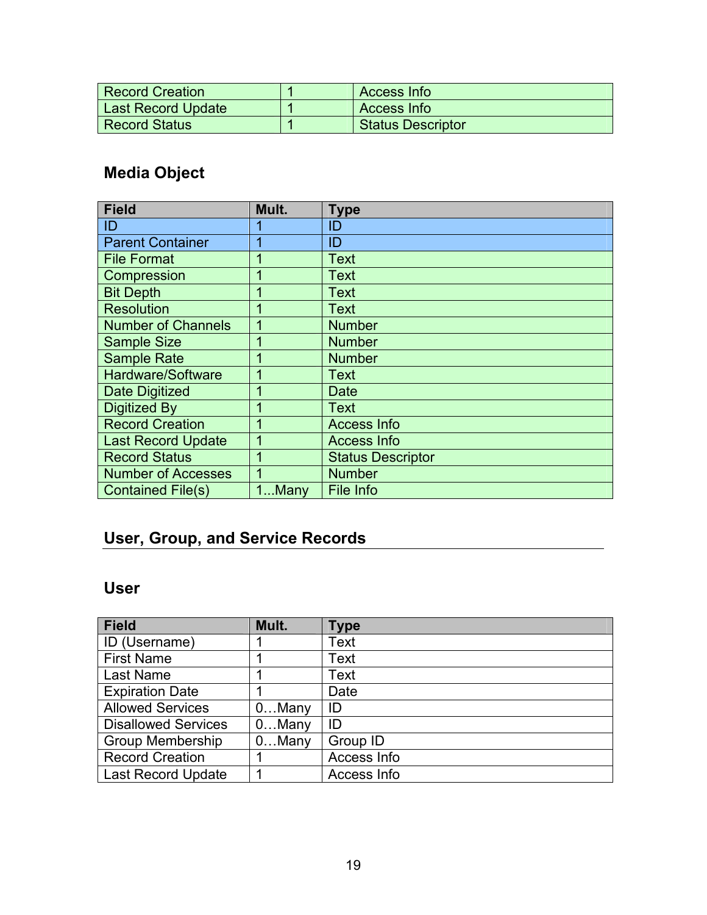| | | |
|---|---|---|
| Record Creation | 1 | Access Info |
| Last Record Update | 1 | Access Info |
| Record Status | 1 | Status Descriptor |

### Media Object

| Field | Mult. | Type |
|---|---|---|
| ID | 1 | ID |
| Parent Container | 1 | ID |
| File Format | 1 | Text |
| Compression | 1 | Text |
| Bit Depth | 1 | Text |
| Resolution | 1 | Text |
| Number of Channels | 1 | Number |
| Sample Size | 1 | Number |
| Sample Rate | 1 | Number |
| Hardware/Software | 1 | Text |
| Date Digitized | 1 | Date |
| Digitized By | 1 | Text |
| Record Creation | 1 | Access Info |
| Last Record Update | 1 | Access Info |
| Record Status | 1 | Status Descriptor |
| Number of Accesses | 1 | Number |
| Contained File(s) | 1...Many | File Info |

## User, Group, and Service Records

### User

| Field | Mult. | Type |
|---|---|---|
| ID (Username) | 1 | Text |
| First Name | 1 | Text |
| Last Name | 1 | Text |
| Expiration Date | 1 | Date |
| Allowed Services | 0…Many | ID |
| Disallowed Services | 0…Many | ID |
| Group Membership | 0…Many | Group ID |
| Record Creation | 1 | Access Info |
| Last Record Update | 1 | Access Info |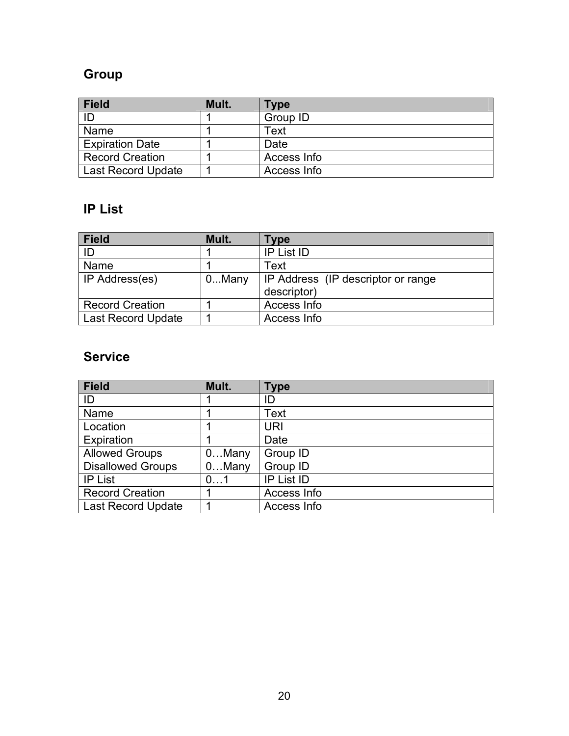### Group

| Field | Mult. | Type |
|---|---|---|
| ID | 1 | Group ID |
| Name | 1 | Text |
| Expiration Date | 1 | Date |
| Record Creation | 1 | Access Info |
| Last Record Update | 1 | Access Info |

### IP List

| Field | Mult. | Type |
|---|---|---|
| ID | 1 | IP List ID |
| Name | 1 | Text |
| IP Address(es) | 0...Many | IP Address (IP descriptor or range descriptor) |
| Record Creation | 1 | Access Info |
| Last Record Update | 1 | Access Info |

### Service

| Field | Mult. | Type |
|---|---|---|
| ID | 1 | ID |
| Name | 1 | Text |
| Location | 1 | URI |
| Expiration | 1 | Date |
| Allowed Groups | 0…Many | Group ID |
| Disallowed Groups | 0…Many | Group ID |
| IP List | 0…1 | IP List ID |
| Record Creation | 1 | Access Info |
| Last Record Update | 1 | Access Info |